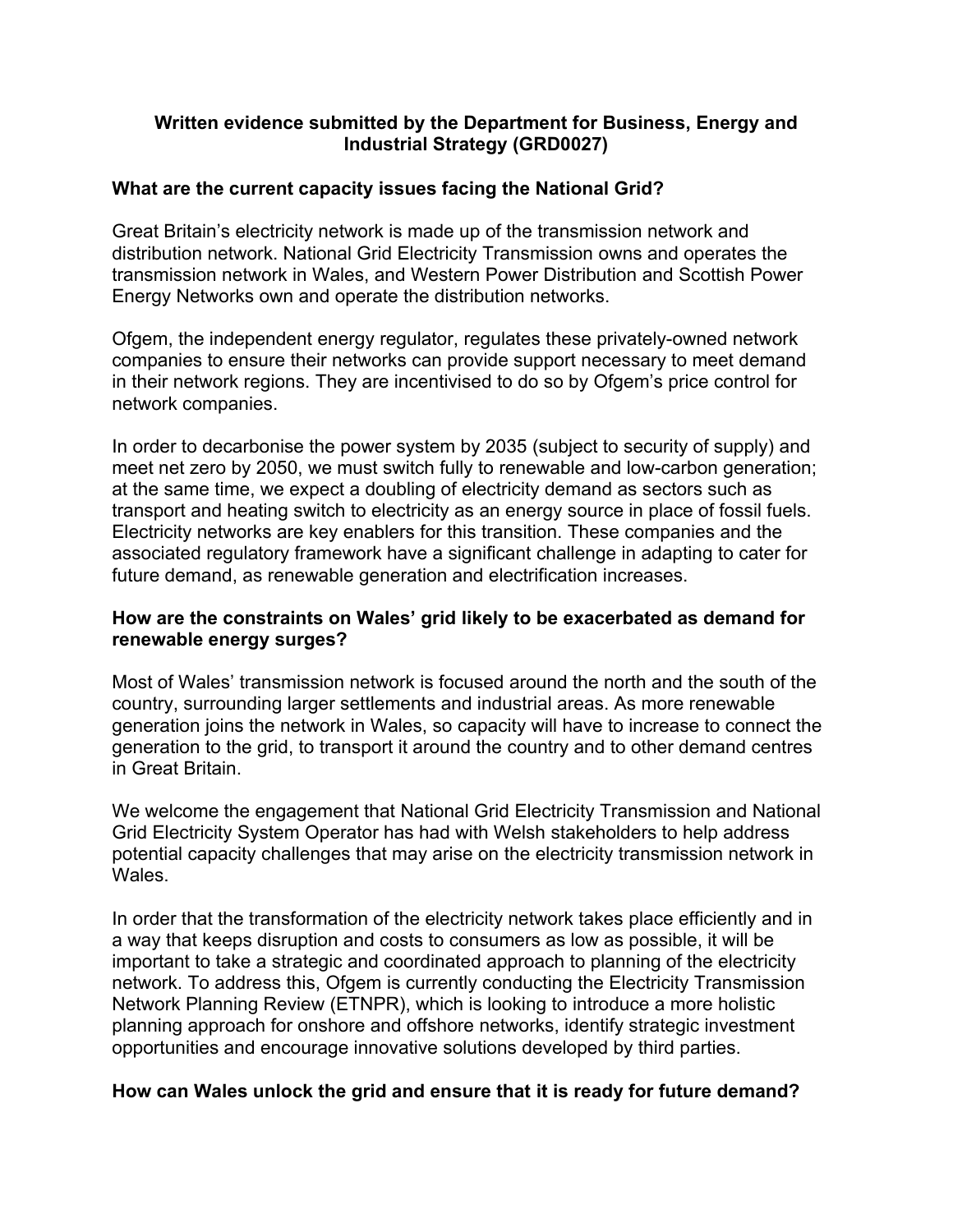# Written evidence submitted by the Department for Business, Energy and Industrial Strategy (GRD0027)

## What are the current capacity issues facing the National Grid?

Great Britain's electricity network is made up of the transmission network and distribution network. National Grid Electricity Transmission owns and operates the transmission network in Wales, and Western Power Distribution and Scottish Power Energy Networks own and operate the distribution networks.

Ofgem, the independent energy regulator, regulates these privately-owned network companies to ensure their networks can provide support necessary to meet demand in their network regions. They are incentivised to do so by Ofgem's price control for network companies.

In order to decarbonise the power system by 2035 (subject to security of supply) and meet net zero by 2050, we must switch fully to renewable and low-carbon generation; at the same time, we expect a doubling of electricity demand as sectors such as transport and heating switch to electricity as an energy source in place of fossil fuels. Electricity networks are key enablers for this transition. These companies and the associated regulatory framework have a significant challenge in adapting to cater for future demand, as renewable generation and electrification increases.

## How are the constraints on Wales' grid likely to be exacerbated as demand for renewable energy surges?

Most of Wales' transmission network is focused around the north and the south of the country, surrounding larger settlements and industrial areas. As more renewable generation joins the network in Wales, so capacity will have to increase to connect the generation to the grid, to transport it around the country and to other demand centres in Great Britain.

We welcome the engagement that National Grid Electricity Transmission and National Grid Electricity System Operator has had with Welsh stakeholders to help address potential capacity challenges that may arise on the electricity transmission network in Wales.

In order that the transformation of the electricity network takes place efficiently and in a way that keeps disruption and costs to consumers as low as possible, it will be important to take a strategic and coordinated approach to planning of the electricity network. To address this, Ofgem is currently conducting the Electricity Transmission Network Planning Review (ETNPR), which is looking to introduce a more holistic planning approach for onshore and offshore networks, identify strategic investment opportunities and encourage innovative solutions developed by third parties.

## How can Wales unlock the grid and ensure that it is ready for future demand?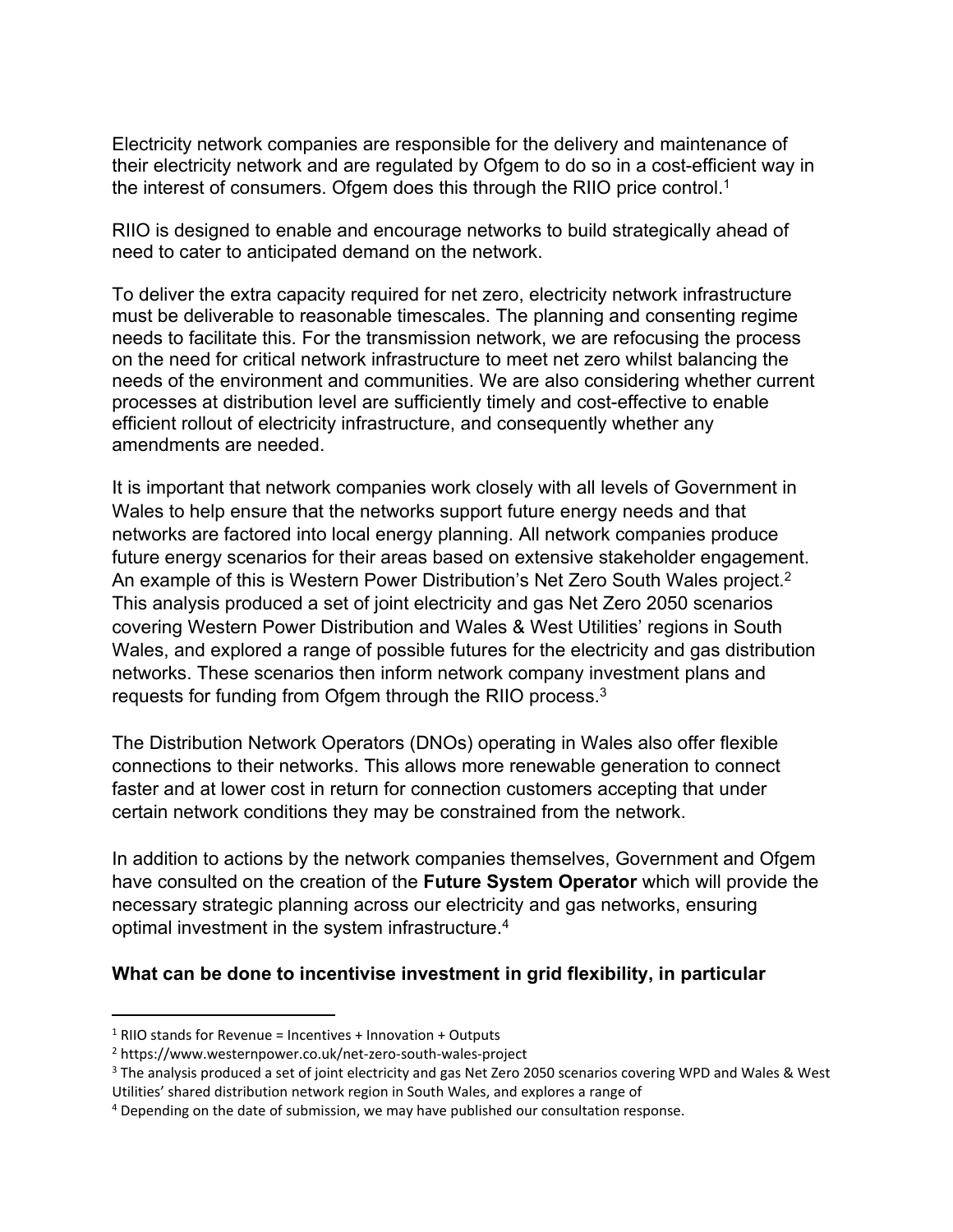Electricity network companies are responsible for the delivery and maintenance of their electricity network and are regulated by Ofgem to do so in a cost-efficient way in the interest of consumers. Ofgem does this through the RIIO price control.[1]

RIIO is designed to enable and encourage networks to build strategically ahead of need to cater to anticipated demand on the network.

To deliver the extra capacity required for net zero, electricity network infrastructure must be deliverable to reasonable timescales. The planning and consenting regime needs to facilitate this. For the transmission network, we are refocusing the process on the need for critical network infrastructure to meet net zero whilst balancing the needs of the environment and communities. We are also considering whether current processes at distribution level are sufficiently timely and cost-effective to enable efficient rollout of electricity infrastructure, and consequently whether any amendments are needed.

It is important that network companies work closely with all levels of Government in Wales to help ensure that the networks support future energy needs and that networks are factored into local energy planning. All network companies produce future energy scenarios for their areas based on extensive stakeholder engagement. An example of this is Western Power Distribution's Net Zero South Wales project.[2] This analysis produced a set of joint electricity and gas Net Zero 2050 scenarios covering Western Power Distribution and Wales & West Utilities' regions in South Wales, and explored a range of possible futures for the electricity and gas distribution networks. These scenarios then inform network company investment plans and requests for funding from Ofgem through the RIIO process.[3]

The Distribution Network Operators (DNOs) operating in Wales also offer flexible connections to their networks. This allows more renewable generation to connect faster and at lower cost in return for connection customers accepting that under certain network conditions they may be constrained from the network.

In addition to actions by the network companies themselves, Government and Ofgem have consulted on the creation of the **Future System Operator** which will provide the necessary strategic planning across our electricity and gas networks, ensuring optimal investment in the system infrastructure.[4]

**What can be done to incentivise investment in grid flexibility, in particular**

---

[1] RIIO stands for Revenue = Incentives + Innovation + Outputs

[2] https://www.westernpower.co.uk/net-zero-south-wales-project

[3] The analysis produced a set of joint electricity and gas Net Zero 2050 scenarios covering WPD and Wales & West Utilities' shared distribution network region in South Wales, and explores a range of

[4] Depending on the date of submission, we may have published our consultation response.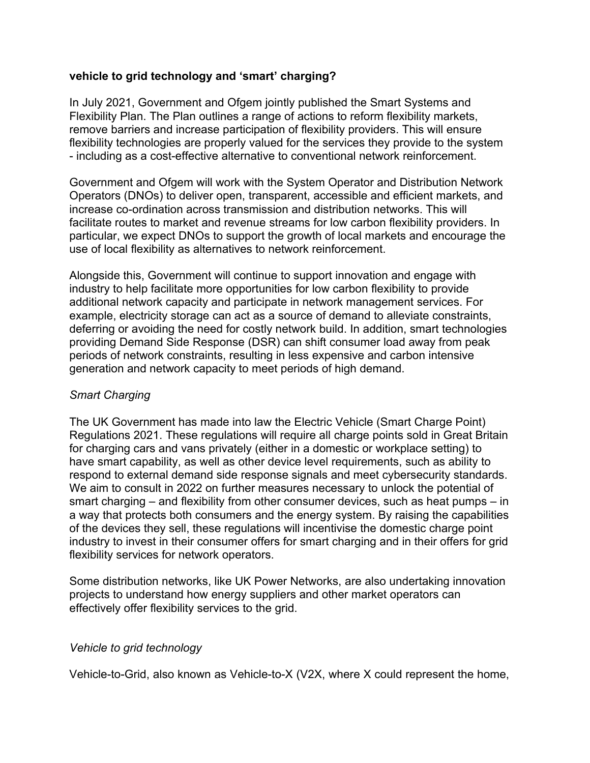**vehicle to grid technology and 'smart' charging?**

In July 2021, Government and Ofgem jointly published the Smart Systems and Flexibility Plan. The Plan outlines a range of actions to reform flexibility markets, remove barriers and increase participation of flexibility providers. This will ensure flexibility technologies are properly valued for the services they provide to the system - including as a cost-effective alternative to conventional network reinforcement.

Government and Ofgem will work with the System Operator and Distribution Network Operators (DNOs) to deliver open, transparent, accessible and efficient markets, and increase co-ordination across transmission and distribution networks. This will facilitate routes to market and revenue streams for low carbon flexibility providers. In particular, we expect DNOs to support the growth of local markets and encourage the use of local flexibility as alternatives to network reinforcement.

Alongside this, Government will continue to support innovation and engage with industry to help facilitate more opportunities for low carbon flexibility to provide additional network capacity and participate in network management services. For example, electricity storage can act as a source of demand to alleviate constraints, deferring or avoiding the need for costly network build. In addition, smart technologies providing Demand Side Response (DSR) can shift consumer load away from peak periods of network constraints, resulting in less expensive and carbon intensive generation and network capacity to meet periods of high demand.

*Smart Charging*

The UK Government has made into law the Electric Vehicle (Smart Charge Point) Regulations 2021. These regulations will require all charge points sold in Great Britain for charging cars and vans privately (either in a domestic or workplace setting) to have smart capability, as well as other device level requirements, such as ability to respond to external demand side response signals and meet cybersecurity standards. We aim to consult in 2022 on further measures necessary to unlock the potential of smart charging – and flexibility from other consumer devices, such as heat pumps – in a way that protects both consumers and the energy system. By raising the capabilities of the devices they sell, these regulations will incentivise the domestic charge point industry to invest in their consumer offers for smart charging and in their offers for grid flexibility services for network operators.

Some distribution networks, like UK Power Networks, are also undertaking innovation projects to understand how energy suppliers and other market operators can effectively offer flexibility services to the grid.

*Vehicle to grid technology*

Vehicle-to-Grid, also known as Vehicle-to-X (V2X, where X could represent the home,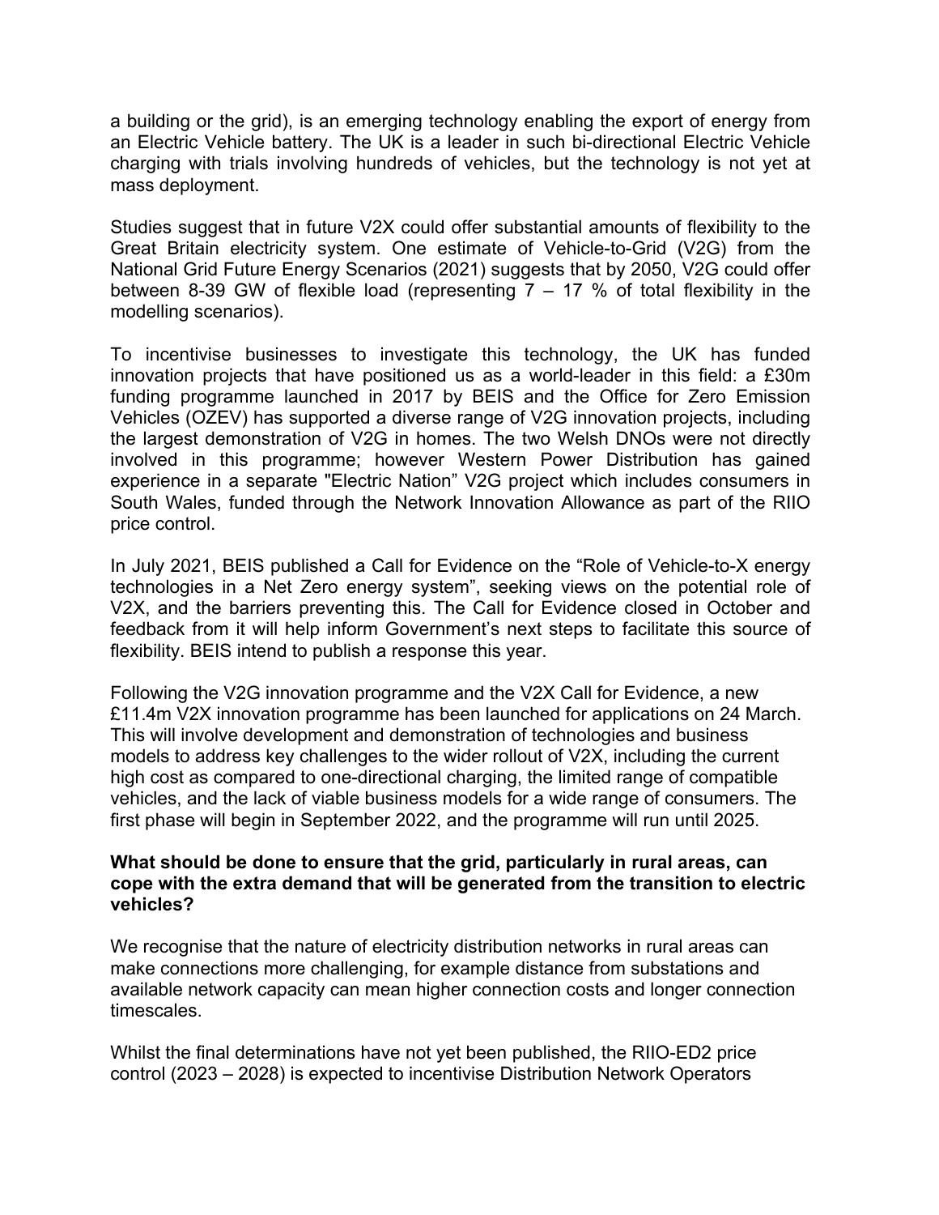a building or the grid), is an emerging technology enabling the export of energy from an Electric Vehicle battery. The UK is a leader in such bi-directional Electric Vehicle charging with trials involving hundreds of vehicles, but the technology is not yet at mass deployment.

Studies suggest that in future V2X could offer substantial amounts of flexibility to the Great Britain electricity system. One estimate of Vehicle-to-Grid (V2G) from the National Grid Future Energy Scenarios (2021) suggests that by 2050, V2G could offer between 8-39 GW of flexible load (representing 7 – 17 % of total flexibility in the modelling scenarios).

To incentivise businesses to investigate this technology, the UK has funded innovation projects that have positioned us as a world-leader in this field: a £30m funding programme launched in 2017 by BEIS and the Office for Zero Emission Vehicles (OZEV) has supported a diverse range of V2G innovation projects, including the largest demonstration of V2G in homes. The two Welsh DNOs were not directly involved in this programme; however Western Power Distribution has gained experience in a separate "Electric Nation" V2G project which includes consumers in South Wales, funded through the Network Innovation Allowance as part of the RIIO price control.

In July 2021, BEIS published a Call for Evidence on the "Role of Vehicle-to-X energy technologies in a Net Zero energy system", seeking views on the potential role of V2X, and the barriers preventing this. The Call for Evidence closed in October and feedback from it will help inform Government's next steps to facilitate this source of flexibility. BEIS intend to publish a response this year.

Following the V2G innovation programme and the V2X Call for Evidence, a new £11.4m V2X innovation programme has been launched for applications on 24 March. This will involve development and demonstration of technologies and business models to address key challenges to the wider rollout of V2X, including the current high cost as compared to one-directional charging, the limited range of compatible vehicles, and the lack of viable business models for a wide range of consumers. The first phase will begin in September 2022, and the programme will run until 2025.

**What should be done to ensure that the grid, particularly in rural areas, can cope with the extra demand that will be generated from the transition to electric vehicles?**

We recognise that the nature of electricity distribution networks in rural areas can make connections more challenging, for example distance from substations and available network capacity can mean higher connection costs and longer connection timescales.

Whilst the final determinations have not yet been published, the RIIO-ED2 price control (2023 – 2028) is expected to incentivise Distribution Network Operators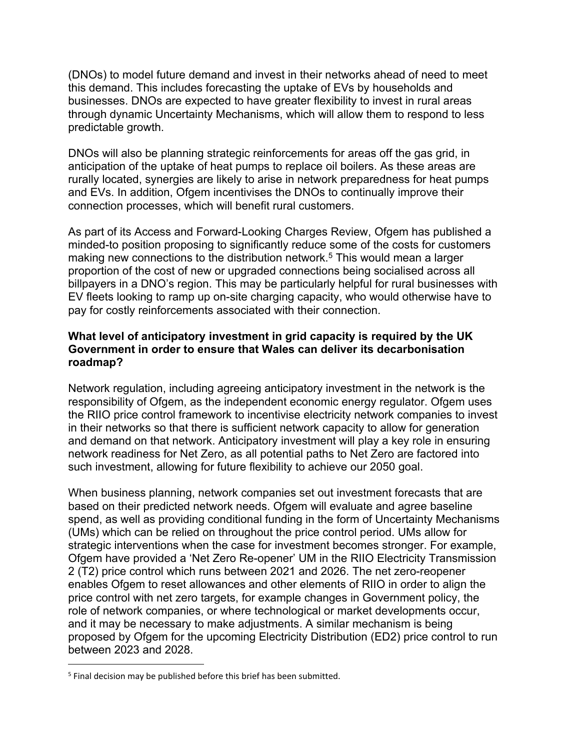(DNOs) to model future demand and invest in their networks ahead of need to meet this demand. This includes forecasting the uptake of EVs by households and businesses. DNOs are expected to have greater flexibility to invest in rural areas through dynamic Uncertainty Mechanisms, which will allow them to respond to less predictable growth.

DNOs will also be planning strategic reinforcements for areas off the gas grid, in anticipation of the uptake of heat pumps to replace oil boilers. As these areas are rurally located, synergies are likely to arise in network preparedness for heat pumps and EVs. In addition, Ofgem incentivises the DNOs to continually improve their connection processes, which will benefit rural customers.

As part of its Access and Forward-Looking Charges Review, Ofgem has published a minded-to position proposing to significantly reduce some of the costs for customers making new connections to the distribution network.[5] This would mean a larger proportion of the cost of new or upgraded connections being socialised across all billpayers in a DNO's region. This may be particularly helpful for rural businesses with EV fleets looking to ramp up on-site charging capacity, who would otherwise have to pay for costly reinforcements associated with their connection.

**What level of anticipatory investment in grid capacity is required by the UK Government in order to ensure that Wales can deliver its decarbonisation roadmap?**

Network regulation, including agreeing anticipatory investment in the network is the responsibility of Ofgem, as the independent economic energy regulator. Ofgem uses the RIIO price control framework to incentivise electricity network companies to invest in their networks so that there is sufficient network capacity to allow for generation and demand on that network. Anticipatory investment will play a key role in ensuring network readiness for Net Zero, as all potential paths to Net Zero are factored into such investment, allowing for future flexibility to achieve our 2050 goal.

When business planning, network companies set out investment forecasts that are based on their predicted network needs. Ofgem will evaluate and agree baseline spend, as well as providing conditional funding in the form of Uncertainty Mechanisms (UMs) which can be relied on throughout the price control period. UMs allow for strategic interventions when the case for investment becomes stronger. For example, Ofgem have provided a 'Net Zero Re-opener' UM in the RIIO Electricity Transmission 2 (T2) price control which runs between 2021 and 2026. The net zero-reopener enables Ofgem to reset allowances and other elements of RIIO in order to align the price control with net zero targets, for example changes in Government policy, the role of network companies, or where technological or market developments occur, and it may be necessary to make adjustments. A similar mechanism is being proposed by Ofgem for the upcoming Electricity Distribution (ED2) price control to run between 2023 and 2028.

[5] Final decision may be published before this brief has been submitted.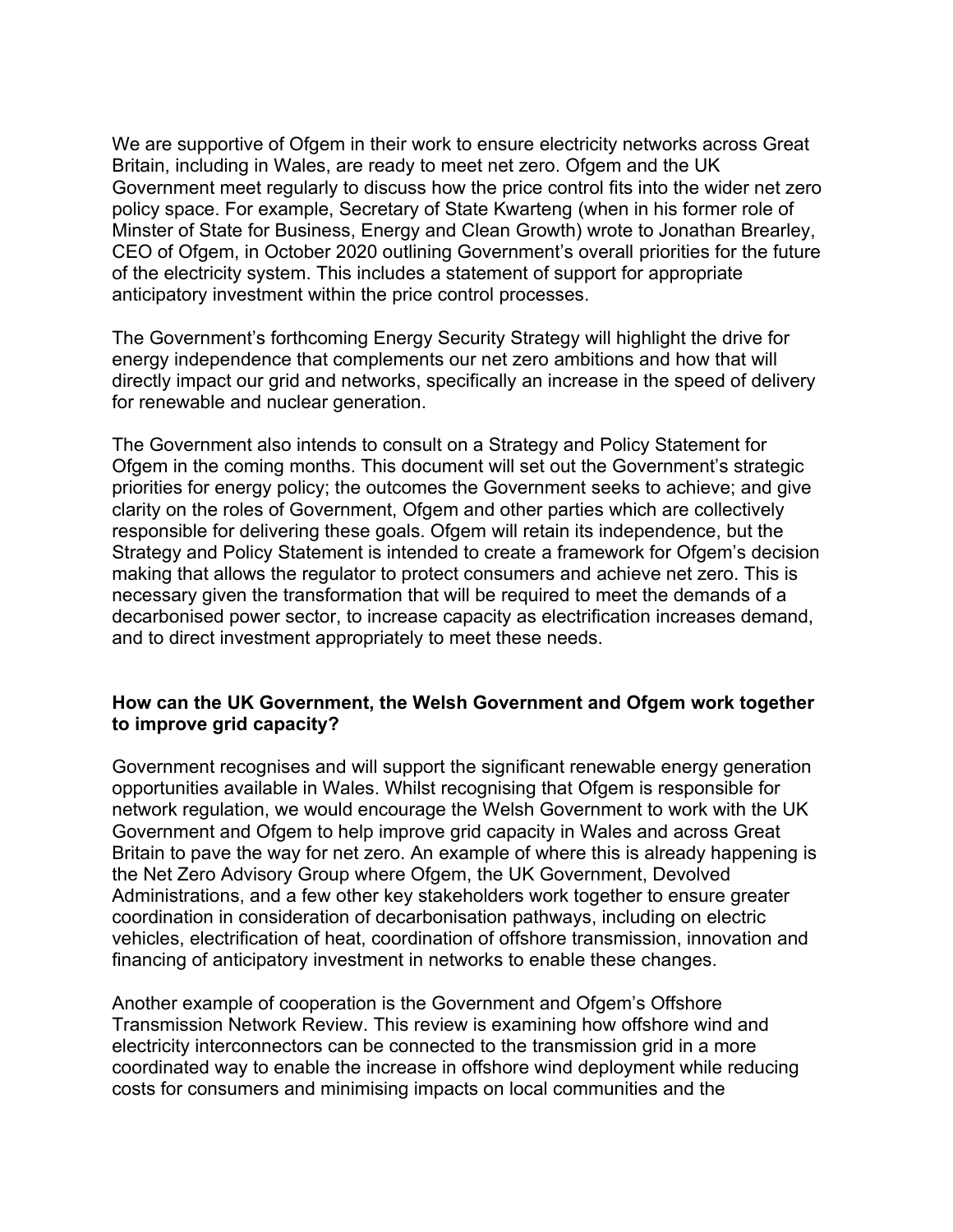We are supportive of Ofgem in their work to ensure electricity networks across Great Britain, including in Wales, are ready to meet net zero. Ofgem and the UK Government meet regularly to discuss how the price control fits into the wider net zero policy space. For example, Secretary of State Kwarteng (when in his former role of Minster of State for Business, Energy and Clean Growth) wrote to Jonathan Brearley, CEO of Ofgem, in October 2020 outlining Government's overall priorities for the future of the electricity system. This includes a statement of support for appropriate anticipatory investment within the price control processes.

The Government's forthcoming Energy Security Strategy will highlight the drive for energy independence that complements our net zero ambitions and how that will directly impact our grid and networks, specifically an increase in the speed of delivery for renewable and nuclear generation.

The Government also intends to consult on a Strategy and Policy Statement for Ofgem in the coming months. This document will set out the Government's strategic priorities for energy policy; the outcomes the Government seeks to achieve; and give clarity on the roles of Government, Ofgem and other parties which are collectively responsible for delivering these goals. Ofgem will retain its independence, but the Strategy and Policy Statement is intended to create a framework for Ofgem's decision making that allows the regulator to protect consumers and achieve net zero. This is necessary given the transformation that will be required to meet the demands of a decarbonised power sector, to increase capacity as electrification increases demand, and to direct investment appropriately to meet these needs.

**How can the UK Government, the Welsh Government and Ofgem work together to improve grid capacity?**

Government recognises and will support the significant renewable energy generation opportunities available in Wales. Whilst recognising that Ofgem is responsible for network regulation, we would encourage the Welsh Government to work with the UK Government and Ofgem to help improve grid capacity in Wales and across Great Britain to pave the way for net zero. An example of where this is already happening is the Net Zero Advisory Group where Ofgem, the UK Government, Devolved Administrations, and a few other key stakeholders work together to ensure greater coordination in consideration of decarbonisation pathways, including on electric vehicles, electrification of heat, coordination of offshore transmission, innovation and financing of anticipatory investment in networks to enable these changes.

Another example of cooperation is the Government and Ofgem's Offshore Transmission Network Review. This review is examining how offshore wind and electricity interconnectors can be connected to the transmission grid in a more coordinated way to enable the increase in offshore wind deployment while reducing costs for consumers and minimising impacts on local communities and the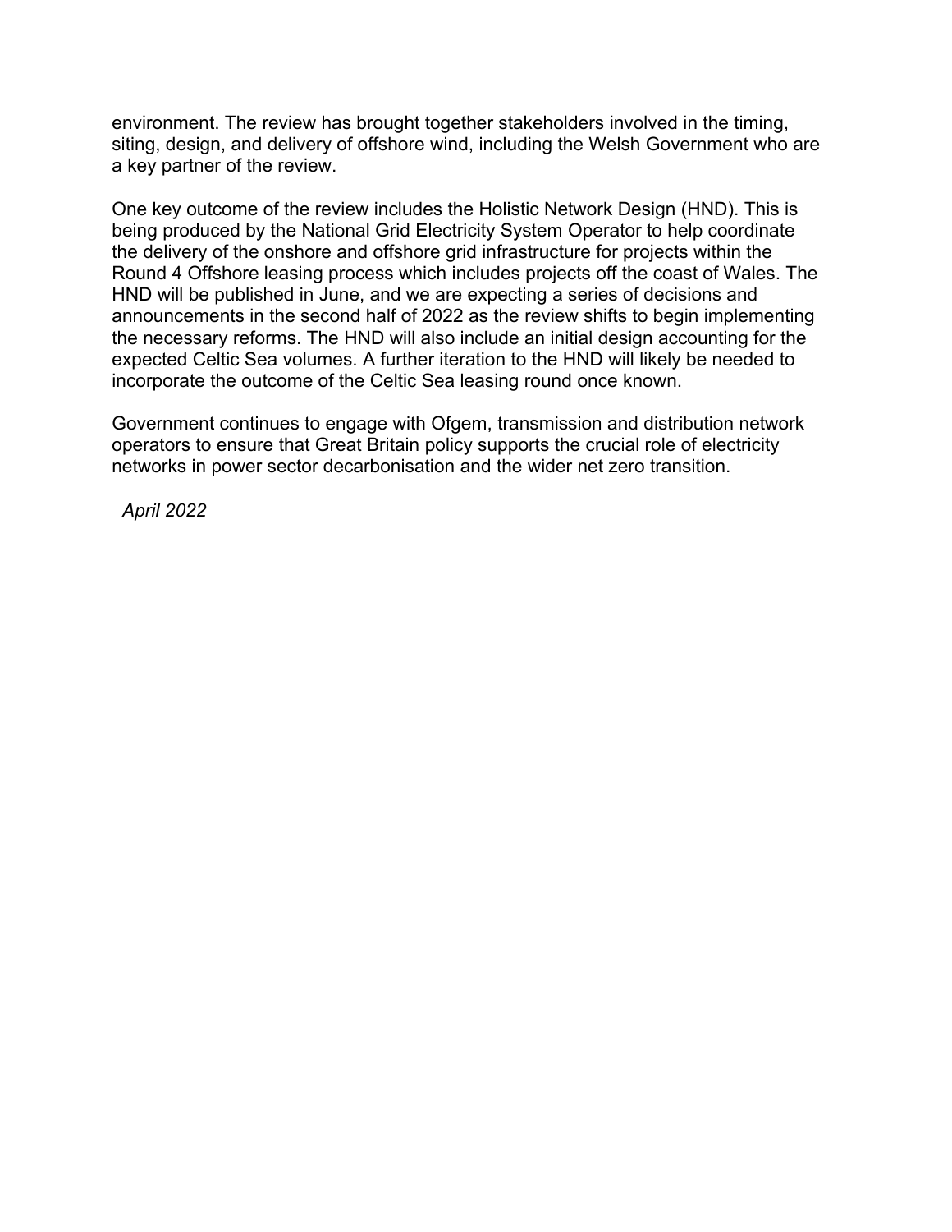environment. The review has brought together stakeholders involved in the timing, siting, design, and delivery of offshore wind, including the Welsh Government who are a key partner of the review.

One key outcome of the review includes the Holistic Network Design (HND). This is being produced by the National Grid Electricity System Operator to help coordinate the delivery of the onshore and offshore grid infrastructure for projects within the Round 4 Offshore leasing process which includes projects off the coast of Wales. The HND will be published in June, and we are expecting a series of decisions and announcements in the second half of 2022 as the review shifts to begin implementing the necessary reforms. The HND will also include an initial design accounting for the expected Celtic Sea volumes. A further iteration to the HND will likely be needed to incorporate the outcome of the Celtic Sea leasing round once known.

Government continues to engage with Ofgem, transmission and distribution network operators to ensure that Great Britain policy supports the crucial role of electricity networks in power sector decarbonisation and the wider net zero transition.

*April 2022*